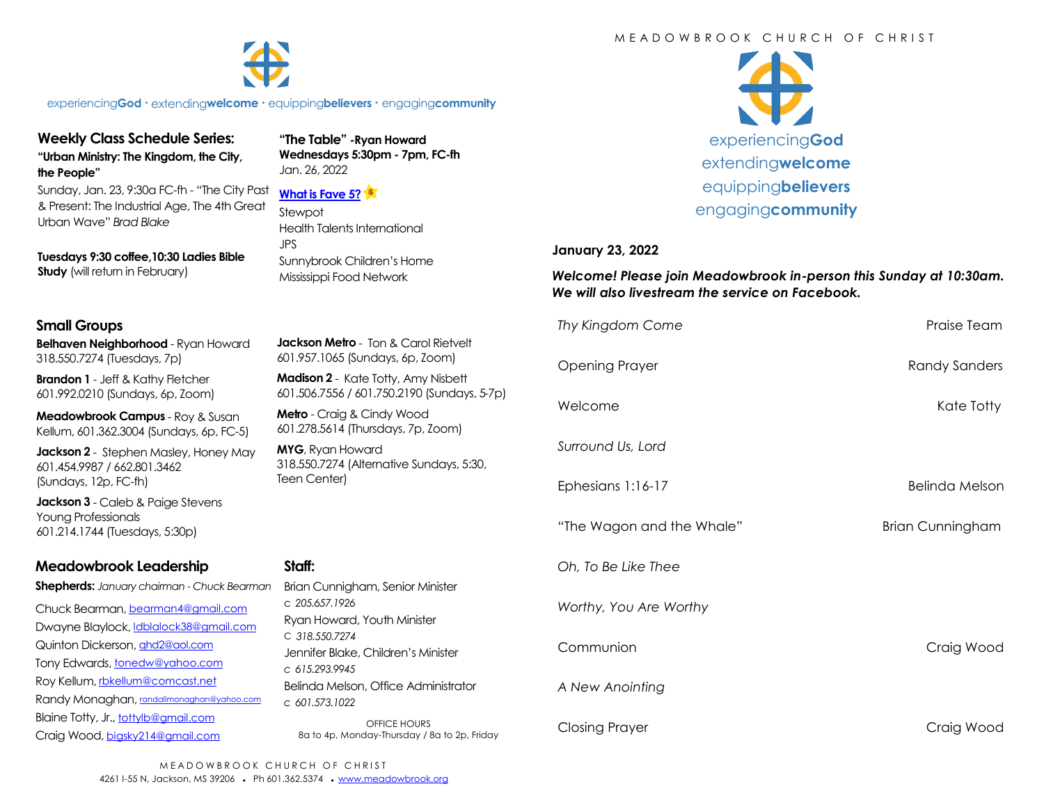experiencing**God** · extending**welcome** · equipping**believers** · engaging**community**

## Weekly Class Schedule Series:

**"Urban Ministry: The Kingdom, the City, the People"**

Sunday, Jan. 23, 9:30a FC-fh - "The City Past & Present: The Industrial Age, The 4th Great Urban Wave" *Brad Blake*

**Tuesdays 9:30 coffee,10:30 Ladies Bible Study** (will return in February)

**"The Table" -Ryan Howard**
**Wednesdays 5:30pm - 7pm, FC-fh**
Jan. 26, 2022

**What is Fave 5?**

Stewpot
Health Talents International
JPS
Sunnybrook Children's Home
Mississippi Food Network

## Small Groups

**Belhaven Neighborhood** - Ryan Howard 318.550.7274 (Tuesdays, 7p)

**Brandon 1** - Jeff & Kathy Fletcher 601.992.0210 (Sundays, 6p, Zoom)

**Meadowbrook Campus** - Roy & Susan Kellum, 601.362.3004 (Sundays, 6p, FC-5)

**Jackson 2** - Stephen Masley, Honey May 601.454.9987 / 662.801.3462 (Sundays, 12p, FC-fh)

**Jackson 3** - Caleb & Paige Stevens Young Professionals 601.214.1744 (Tuesdays, 5:30p)

**Jackson Metro** - Ton & Carol Rietvelt 601.957.1065 (Sundays, 6p, Zoom)

**Madison 2** - Kate Totty, Amy Nisbett 601.506.7556 / 601.750.2190 (Sundays, 5-7p)

**Metro** - Craig & Cindy Wood 601.278.5614 (Thursdays, 7p, Zoom)

**MYG**, Ryan Howard 318.550.7274 (Alternative Sundays, 5:30, Teen Center)

## Meadowbrook Leadership

**Shepherds:** *January chairman - Chuck Bearman*

Chuck Bearman, bearman4@gmail.com
Dwayne Blaylock, ldblalock38@gmail.com
Quinton Dickerson, qhd2@aol.com
Tony Edwards, tonedw@yahoo.com
Roy Kellum, rbkellum@comcast.net
Randy Monaghan, randallmonaghan@yahoo.com
Blaine Totty, Jr., tottylb@gmail.com
Craig Wood, bigsky214@gmail.com

## Staff:

Brian Cunnigham, Senior Minister
c *205.657.1926*
Ryan Howard, Youth Minister
C *318.550.7274*
Jennifer Blake, Children's Minister
c *615.293.9945*
Belinda Melson, Office Administrator
c *601.573.1022*

OFFICE HOURS
8a to 4p, Monday-Thursday / 8a to 2p, Friday

MEADOWBROOK CHURCH OF CHRIST
4261 I-55 N, Jackson, MS 39206 • Ph 601.362.5374 • www.meadowbrook.org

MEADOWBROOK CHURCH OF CHRIST

experiencing**God**
extending**welcome**
equipping**believers**
engaging**community**

**January 23, 2022**

***Welcome! Please join Meadowbrook in-person this Sunday at 10:30am. We will also livestream the service on Facebook.***

| | |
|---|---|
| *Thy Kingdom Come* | Praise Team |
| Opening Prayer | Randy Sanders |
| Welcome | Kate Totty |
| *Surround Us, Lord* | |
| Ephesians 1:16-17 | Belinda Melson |
| "The Wagon and the Whale" | Brian Cunningham |
| *Oh, To Be Like Thee* | |
| *Worthy, You Are Worthy* | |
| Communion | Craig Wood |
| *A New Anointing* | |
| Closing Prayer | Craig Wood |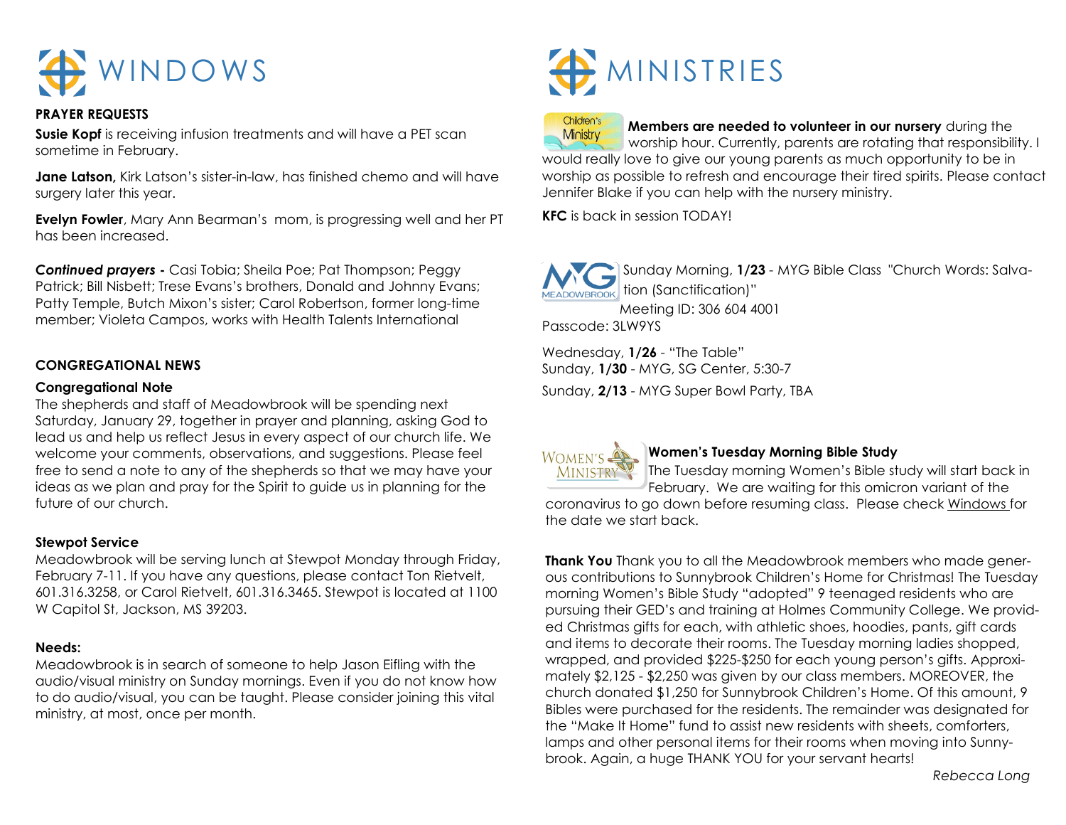# WINDOWS

## PRAYER REQUESTS

**Susie Kopf** is receiving infusion treatments and will have a PET scan sometime in February.

**Jane Latson,** Kirk Latson's sister-in-law, has finished chemo and will have surgery later this year.

**Evelyn Fowler**, Mary Ann Bearman's mom, is progressing well and her PT has been increased.

***Continued prayers -*** Casi Tobia; Sheila Poe; Pat Thompson; Peggy Patrick; Bill Nisbett; Trese Evans's brothers, Donald and Johnny Evans; Patty Temple, Butch Mixon's sister; Carol Robertson, former long-time member; Violeta Campos, works with Health Talents International

## CONGREGATIONAL NEWS

### Congregational Note

The shepherds and staff of Meadowbrook will be spending next Saturday, January 29, together in prayer and planning, asking God to lead us and help us reflect Jesus in every aspect of our church life. We welcome your comments, observations, and suggestions. Please feel free to send a note to any of the shepherds so that we may have your ideas as we plan and pray for the Spirit to guide us in planning for the future of our church.

### Stewpot Service

Meadowbrook will be serving lunch at Stewpot Monday through Friday, February 7-11. If you have any questions, please contact Ton Rietvelt, 601.316.3258, or Carol Rietvelt, 601.316.3465. Stewpot is located at 1100 W Capitol St, Jackson, MS 39203.

### Needs:

Meadowbrook is in search of someone to help Jason Eifling with the audio/visual ministry on Sunday mornings. Even if you do not know how to do audio/visual, you can be taught. Please consider joining this vital ministry, at most, once per month.

# MINISTRIES

Children's Ministry

**Members are needed to volunteer in our nursery** during the worship hour. Currently, parents are rotating that responsibility. I would really love to give our young parents as much opportunity to be in worship as possible to refresh and encourage their tired spirits. Please contact Jennifer Blake if you can help with the nursery ministry.

**KFC** is back in session TODAY!

MYG MEADOWBROOK

Sunday Morning, **1/23** - MYG Bible Class "Church Words: Salvation (Sanctification)"
Meeting ID: 306 604 4001
Passcode: 3LW9YS

Wednesday, **1/26** - "The Table"
Sunday, **1/30** - MYG, SG Center, 5:30-7

Sunday, **2/13** - MYG Super Bowl Party, TBA

WOMEN'S MINISTRY

**Women's Tuesday Morning Bible Study**

The Tuesday morning Women's Bible study will start back in February. We are waiting for this omicron variant of the coronavirus to go down before resuming class. Please check Windows for the date we start back.

**Thank You** Thank you to all the Meadowbrook members who made generous contributions to Sunnybrook Children's Home for Christmas! The Tuesday morning Women's Bible Study "adopted" 9 teenaged residents who are pursuing their GED's and training at Holmes Community College. We provided Christmas gifts for each, with athletic shoes, hoodies, pants, gift cards and items to decorate their rooms. The Tuesday morning ladies shopped, wrapped, and provided $225-$250 for each young person's gifts. Approximately $2,125 - $2,250 was given by our class members. MOREOVER, the church donated $1,250 for Sunnybrook Children's Home. Of this amount, 9 Bibles were purchased for the residents. The remainder was designated for the "Make It Home" fund to assist new residents with sheets, comforters, lamps and other personal items for their rooms when moving into Sunnybrook. Again, a huge THANK YOU for your servant hearts!

*Rebecca Long*